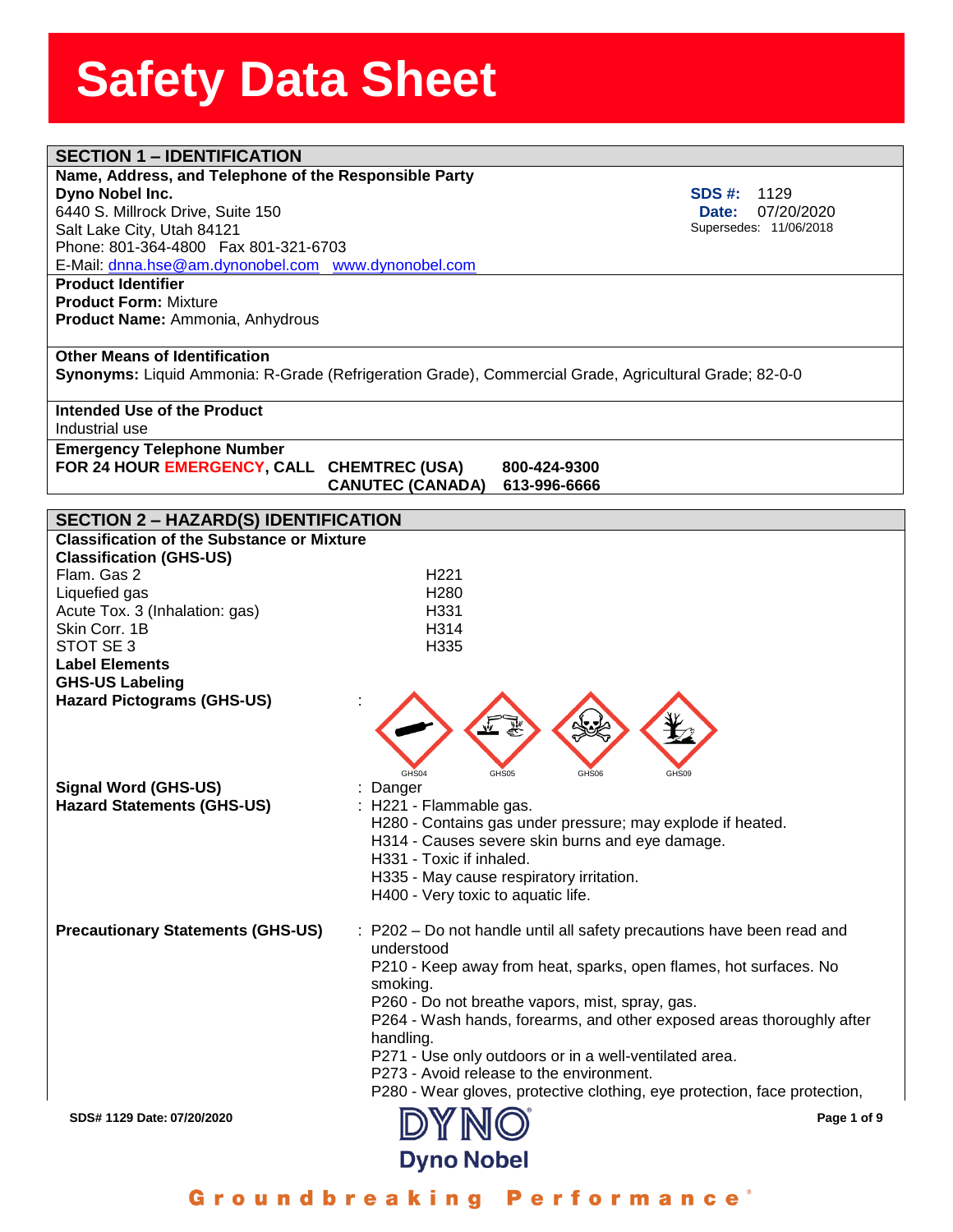# Safety Data Sheet

## SECTION 1 – IDENTIFICATION

**Name, Address, and Telephone of the Responsible Party**

**Dyno Nobel Inc.**
6440 S. Millrock Drive, Suite 150
Salt Lake City, Utah 84121
Phone: 801-364-4800 Fax 801-321-6703
E-Mail: dnna.hse@am.dynonobel.com www.dynonobel.com

**SDS #:** 1129
**Date:** 07/20/2020
Supersedes: 11/06/2018

**Product Identifier**
**Product Form:** Mixture
**Product Name:** Ammonia, Anhydrous

**Other Means of Identification**
**Synonyms:** Liquid Ammonia: R-Grade (Refrigeration Grade), Commercial Grade, Agricultural Grade; 82-0-0

**Intended Use of the Product**
Industrial use

**Emergency Telephone Number**
**FOR 24 HOUR EMERGENCY, CALL** **CHEMTREC (USA) 800-424-9300**
**CANUTEC (CANADA) 613-996-6666**

## SECTION 2 – HAZARD(S) IDENTIFICATION

**Classification of the Substance or Mixture**

**Classification (GHS-US)**

| Classification | Hazard statement |
| --- | --- |
| Flam. Gas 2 | H221 |
| Liquefied gas | H280 |
| Acute Tox. 3 (Inhalation: gas) | H331 |
| Skin Corr. 1B | H314 |
| STOT SE 3 | H335 |

**Label Elements**

**GHS-US Labeling**

**Hazard Pictograms (GHS-US)** : GHS04 GHS05 GHS06 GHS09

**Signal Word (GHS-US)** : Danger

**Hazard Statements (GHS-US)** :
H221 - Flammable gas.
H280 - Contains gas under pressure; may explode if heated.
H314 - Causes severe skin burns and eye damage.
H331 - Toxic if inhaled.
H335 - May cause respiratory irritation.
H400 - Very toxic to aquatic life.

**Precautionary Statements (GHS-US)** :
P202 – Do not handle until all safety precautions have been read and understood
P210 - Keep away from heat, sparks, open flames, hot surfaces. No smoking.
P260 - Do not breathe vapors, mist, spray, gas.
P264 - Wash hands, forearms, and other exposed areas thoroughly after handling.
P271 - Use only outdoors or in a well-ventilated area.
P273 - Avoid release to the environment.
P280 - Wear gloves, protective clothing, eye protection, face protection,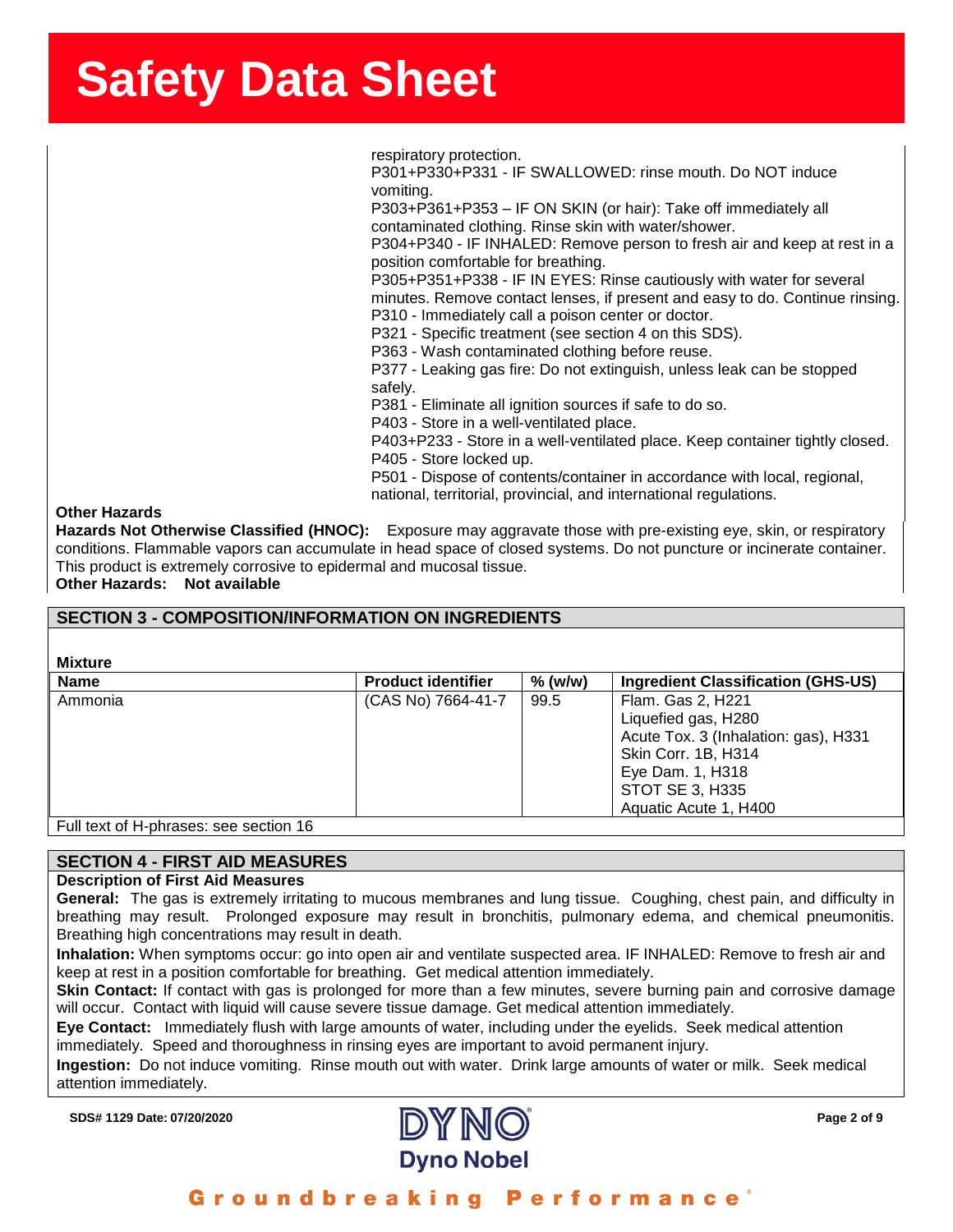respiratory protection.
P301+P330+P331 - IF SWALLOWED: rinse mouth. Do NOT induce vomiting.
P303+P361+P353 – IF ON SKIN (or hair): Take off immediately all contaminated clothing. Rinse skin with water/shower.
P304+P340 - IF INHALED: Remove person to fresh air and keep at rest in a position comfortable for breathing.
P305+P351+P338 - IF IN EYES: Rinse cautiously with water for several minutes. Remove contact lenses, if present and easy to do. Continue rinsing.
P310 - Immediately call a poison center or doctor.
P321 - Specific treatment (see section 4 on this SDS).
P363 - Wash contaminated clothing before reuse.
P377 - Leaking gas fire: Do not extinguish, unless leak can be stopped safely.
P381 - Eliminate all ignition sources if safe to do so.
P403 - Store in a well-ventilated place.
P403+P233 - Store in a well-ventilated place. Keep container tightly closed.
P405 - Store locked up.
P501 - Dispose of contents/container in accordance with local, regional, national, territorial, provincial, and international regulations.

**Other Hazards**

**Hazards Not Otherwise Classified (HNOC):** Exposure may aggravate those with pre-existing eye, skin, or respiratory conditions. Flammable vapors can accumulate in head space of closed systems. Do not puncture or incinerate container. This product is extremely corrosive to epidermal and mucosal tissue.

**Other Hazards: Not available**

## SECTION 3 - COMPOSITION/INFORMATION ON INGREDIENTS

**Mixture**

| Name | Product identifier | % (w/w) | Ingredient Classification (GHS-US) |
|---|---|---|---|
| Ammonia | (CAS No) 7664-41-7 | 99.5 | Flam. Gas 2, H221<br>Liquefied gas, H280<br>Acute Tox. 3 (Inhalation: gas), H331<br>Skin Corr. 1B, H314<br>Eye Dam. 1, H318<br>STOT SE 3, H335<br>Aquatic Acute 1, H400 |

Full text of H-phrases: see section 16

## SECTION 4 - FIRST AID MEASURES

**Description of First Aid Measures**

**General:** The gas is extremely irritating to mucous membranes and lung tissue. Coughing, chest pain, and difficulty in breathing may result. Prolonged exposure may result in bronchitis, pulmonary edema, and chemical pneumonitis. Breathing high concentrations may result in death.

**Inhalation:** When symptoms occur: go into open air and ventilate suspected area. IF INHALED: Remove to fresh air and keep at rest in a position comfortable for breathing. Get medical attention immediately.

**Skin Contact:** If contact with gas is prolonged for more than a few minutes, severe burning pain and corrosive damage will occur. Contact with liquid will cause severe tissue damage. Get medical attention immediately.

**Eye Contact:** Immediately flush with large amounts of water, including under the eyelids. Seek medical attention immediately. Speed and thoroughness in rinsing eyes are important to avoid permanent injury.

**Ingestion:** Do not induce vomiting. Rinse mouth out with water. Drink large amounts of water or milk. Seek medical attention immediately.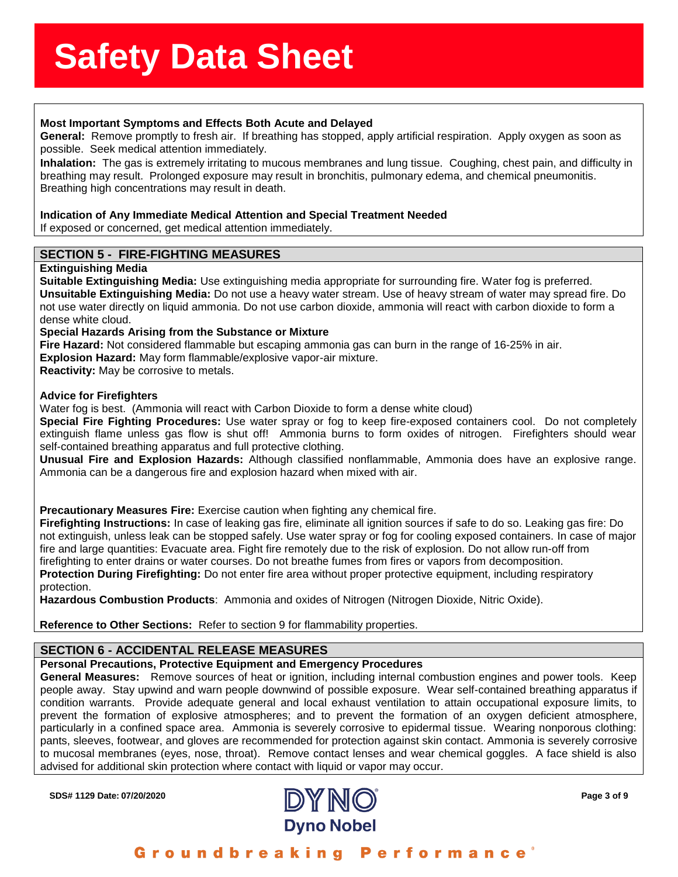**Most Important Symptoms and Effects Both Acute and Delayed**

**General:** Remove promptly to fresh air. If breathing has stopped, apply artificial respiration. Apply oxygen as soon as possible. Seek medical attention immediately.

**Inhalation:** The gas is extremely irritating to mucous membranes and lung tissue. Coughing, chest pain, and difficulty in breathing may result. Prolonged exposure may result in bronchitis, pulmonary edema, and chemical pneumonitis. Breathing high concentrations may result in death.

**Indication of Any Immediate Medical Attention and Special Treatment Needed**

If exposed or concerned, get medical attention immediately.

## SECTION 5 - FIRE-FIGHTING MEASURES

**Extinguishing Media**

**Suitable Extinguishing Media:** Use extinguishing media appropriate for surrounding fire. Water fog is preferred.

**Unsuitable Extinguishing Media:** Do not use a heavy water stream. Use of heavy stream of water may spread fire. Do not use water directly on liquid ammonia. Do not use carbon dioxide, ammonia will react with carbon dioxide to form a dense white cloud.

**Special Hazards Arising from the Substance or Mixture**

**Fire Hazard:** Not considered flammable but escaping ammonia gas can burn in the range of 16-25% in air.

**Explosion Hazard:** May form flammable/explosive vapor-air mixture.

**Reactivity:** May be corrosive to metals.

**Advice for Firefighters**

Water fog is best. (Ammonia will react with Carbon Dioxide to form a dense white cloud)

**Special Fire Fighting Procedures:** Use water spray or fog to keep fire-exposed containers cool. Do not completely extinguish flame unless gas flow is shut off! Ammonia burns to form oxides of nitrogen. Firefighters should wear self-contained breathing apparatus and full protective clothing.

**Unusual Fire and Explosion Hazards:** Although classified nonflammable, Ammonia does have an explosive range. Ammonia can be a dangerous fire and explosion hazard when mixed with air.

**Precautionary Measures Fire:** Exercise caution when fighting any chemical fire.

**Firefighting Instructions:** In case of leaking gas fire, eliminate all ignition sources if safe to do so. Leaking gas fire: Do not extinguish, unless leak can be stopped safely. Use water spray or fog for cooling exposed containers. In case of major fire and large quantities: Evacuate area. Fight fire remotely due to the risk of explosion. Do not allow run-off from firefighting to enter drains or water courses. Do not breathe fumes from fires or vapors from decomposition.

**Protection During Firefighting:** Do not enter fire area without proper protective equipment, including respiratory protection.

**Hazardous Combustion Products**: Ammonia and oxides of Nitrogen (Nitrogen Dioxide, Nitric Oxide).

**Reference to Other Sections:** Refer to section 9 for flammability properties.

## SECTION 6 - ACCIDENTAL RELEASE MEASURES

**Personal Precautions, Protective Equipment and Emergency Procedures**

**General Measures:** Remove sources of heat or ignition, including internal combustion engines and power tools. Keep people away. Stay upwind and warn people downwind of possible exposure. Wear self-contained breathing apparatus if condition warrants. Provide adequate general and local exhaust ventilation to attain occupational exposure limits, to prevent the formation of explosive atmospheres; and to prevent the formation of an oxygen deficient atmosphere, particularly in a confined space area. Ammonia is severely corrosive to epidermal tissue. Wearing nonporous clothing: pants, sleeves, footwear, and gloves are recommended for protection against skin contact. Ammonia is severely corrosive to mucosal membranes (eyes, nose, throat). Remove contact lenses and wear chemical goggles. A face shield is also advised for additional skin protection where contact with liquid or vapor may occur.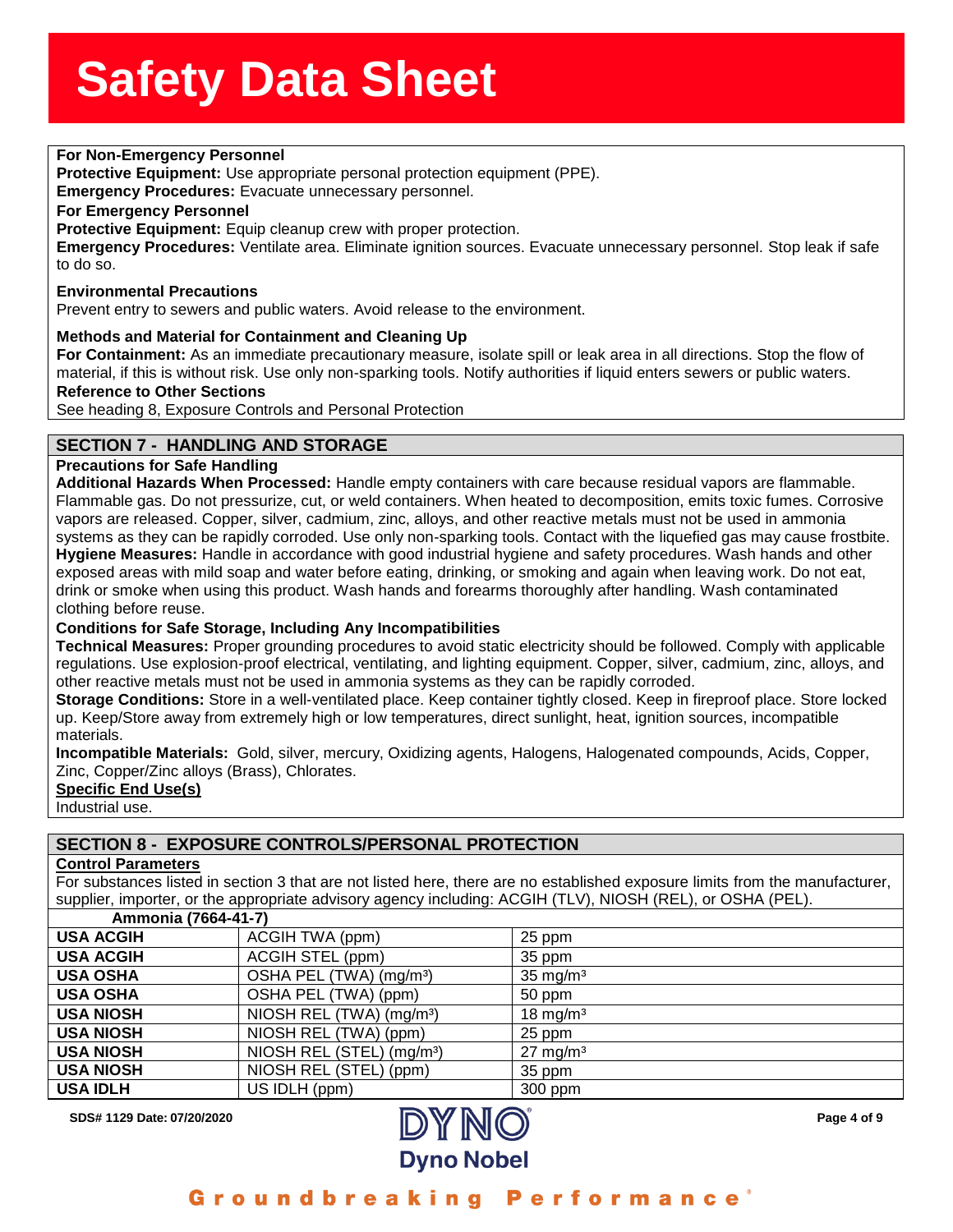**For Non-Emergency Personnel**

**Protective Equipment:** Use appropriate personal protection equipment (PPE).

**Emergency Procedures:** Evacuate unnecessary personnel.

**For Emergency Personnel**

**Protective Equipment:** Equip cleanup crew with proper protection.

**Emergency Procedures:** Ventilate area. Eliminate ignition sources. Evacuate unnecessary personnel. Stop leak if safe to do so.

**Environmental Precautions**

Prevent entry to sewers and public waters. Avoid release to the environment.

**Methods and Material for Containment and Cleaning Up**

**For Containment:** As an immediate precautionary measure, isolate spill or leak area in all directions. Stop the flow of material, if this is without risk. Use only non-sparking tools. Notify authorities if liquid enters sewers or public waters.

**Reference to Other Sections**

See heading 8, Exposure Controls and Personal Protection

## SECTION 7 - HANDLING AND STORAGE

**Precautions for Safe Handling**

**Additional Hazards When Processed:** Handle empty containers with care because residual vapors are flammable. Flammable gas. Do not pressurize, cut, or weld containers. When heated to decomposition, emits toxic fumes. Corrosive vapors are released. Copper, silver, cadmium, zinc, alloys, and other reactive metals must not be used in ammonia systems as they can be rapidly corroded. Use only non-sparking tools. Contact with the liquefied gas may cause frostbite.

**Hygiene Measures:** Handle in accordance with good industrial hygiene and safety procedures. Wash hands and other exposed areas with mild soap and water before eating, drinking, or smoking and again when leaving work. Do not eat, drink or smoke when using this product. Wash hands and forearms thoroughly after handling. Wash contaminated clothing before reuse.

**Conditions for Safe Storage, Including Any Incompatibilities**

**Technical Measures:** Proper grounding procedures to avoid static electricity should be followed. Comply with applicable regulations. Use explosion-proof electrical, ventilating, and lighting equipment. Copper, silver, cadmium, zinc, alloys, and other reactive metals must not be used in ammonia systems as they can be rapidly corroded.

**Storage Conditions:** Store in a well-ventilated place. Keep container tightly closed. Keep in fireproof place. Store locked up. Keep/Store away from extremely high or low temperatures, direct sunlight, heat, ignition sources, incompatible materials.

**Incompatible Materials:** Gold, silver, mercury, Oxidizing agents, Halogens, Halogenated compounds, Acids, Copper, Zinc, Copper/Zinc alloys (Brass), Chlorates.

**Specific End Use(s)**

Industrial use.

## SECTION 8 - EXPOSURE CONTROLS/PERSONAL PROTECTION

**Control Parameters**

For substances listed in section 3 that are not listed here, there are no established exposure limits from the manufacturer, supplier, importer, or the appropriate advisory agency including: ACGIH (TLV), NIOSH (REL), or OSHA (PEL).

| Ammonia (7664-41-7) | | |
|---|---|---|
| USA ACGIH | ACGIH TWA (ppm) | 25 ppm |
| USA ACGIH | ACGIH STEL (ppm) | 35 ppm |
| USA OSHA | OSHA PEL (TWA) (mg/m³) | 35 mg/m³ |
| USA OSHA | OSHA PEL (TWA) (ppm) | 50 ppm |
| USA NIOSH | NIOSH REL (TWA) (mg/m³) | 18 mg/m³ |
| USA NIOSH | NIOSH REL (TWA) (ppm) | 25 ppm |
| USA NIOSH | NIOSH REL (STEL) (mg/m³) | 27 mg/m³ |
| USA NIOSH | NIOSH REL (STEL) (ppm) | 35 ppm |
| USA IDLH | US IDLH (ppm) | 300 ppm |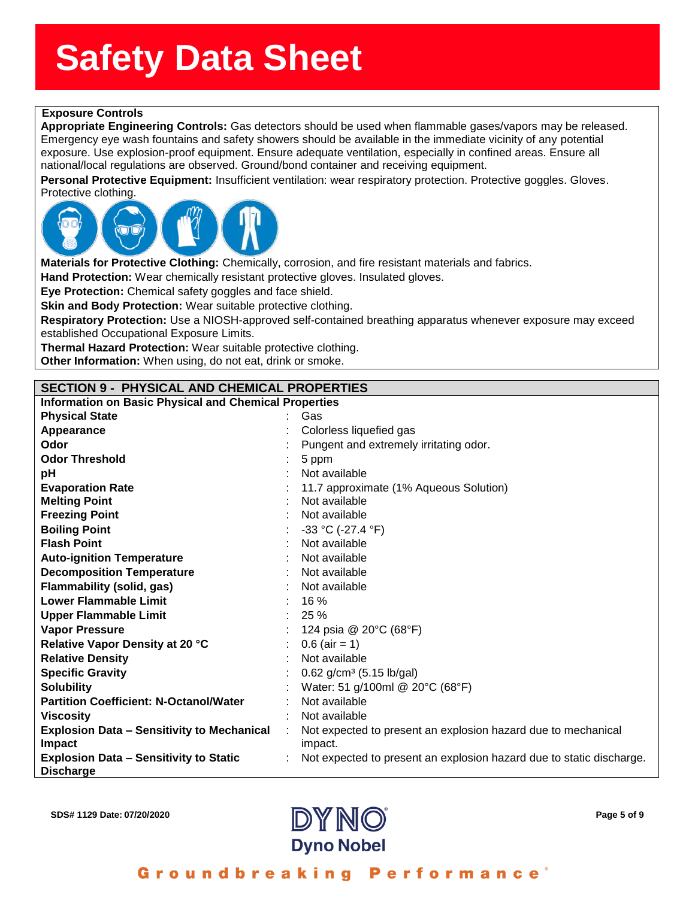# Safety Data Sheet

**Exposure Controls**

**Appropriate Engineering Controls:** Gas detectors should be used when flammable gases/vapors may be released. Emergency eye wash fountains and safety showers should be available in the immediate vicinity of any potential exposure. Use explosion-proof equipment. Ensure adequate ventilation, especially in confined areas. Ensure all national/local regulations are observed. Ground/bond container and receiving equipment.

**Personal Protective Equipment:** Insufficient ventilation: wear respiratory protection. Protective goggles. Gloves. Protective clothing.

**Materials for Protective Clothing:** Chemically, corrosion, and fire resistant materials and fabrics.

**Hand Protection:** Wear chemically resistant protective gloves. Insulated gloves.

**Eye Protection:** Chemical safety goggles and face shield.

**Skin and Body Protection:** Wear suitable protective clothing.

**Respiratory Protection:** Use a NIOSH-approved self-contained breathing apparatus whenever exposure may exceed established Occupational Exposure Limits.

**Thermal Hazard Protection:** Wear suitable protective clothing.

**Other Information:** When using, do not eat, drink or smoke.

## SECTION 9 - PHYSICAL AND CHEMICAL PROPERTIES

**Information on Basic Physical and Chemical Properties**

| Property | Value |
|---|---|
| **Physical State** | Gas |
| **Appearance** | Colorless liquefied gas |
| **Odor** | Pungent and extremely irritating odor. |
| **Odor Threshold** | 5 ppm |
| **pH** | Not available |
| **Evaporation Rate** | 11.7 approximate (1% Aqueous Solution) |
| **Melting Point** | Not available |
| **Freezing Point** | Not available |
| **Boiling Point** | -33 °C (-27.4 °F) |
| **Flash Point** | Not available |
| **Auto-ignition Temperature** | Not available |
| **Decomposition Temperature** | Not available |
| **Flammability (solid, gas)** | Not available |
| **Lower Flammable Limit** | 16 % |
| **Upper Flammable Limit** | 25 % |
| **Vapor Pressure** | 124 psia @ 20°C (68°F) |
| **Relative Vapor Density at 20 °C** | 0.6 (air = 1) |
| **Relative Density** | Not available |
| **Specific Gravity** | 0.62 g/cm³ (5.15 lb/gal) |
| **Solubility** | Water: 51 g/100ml @ 20°C (68°F) |
| **Partition Coefficient: N-Octanol/Water** | Not available |
| **Viscosity** | Not available |
| **Explosion Data – Sensitivity to Mechanical Impact** | Not expected to present an explosion hazard due to mechanical impact. |
| **Explosion Data – Sensitivity to Static Discharge** | Not expected to present an explosion hazard due to static discharge. |

SDS# 1129 Date: 07/20/2020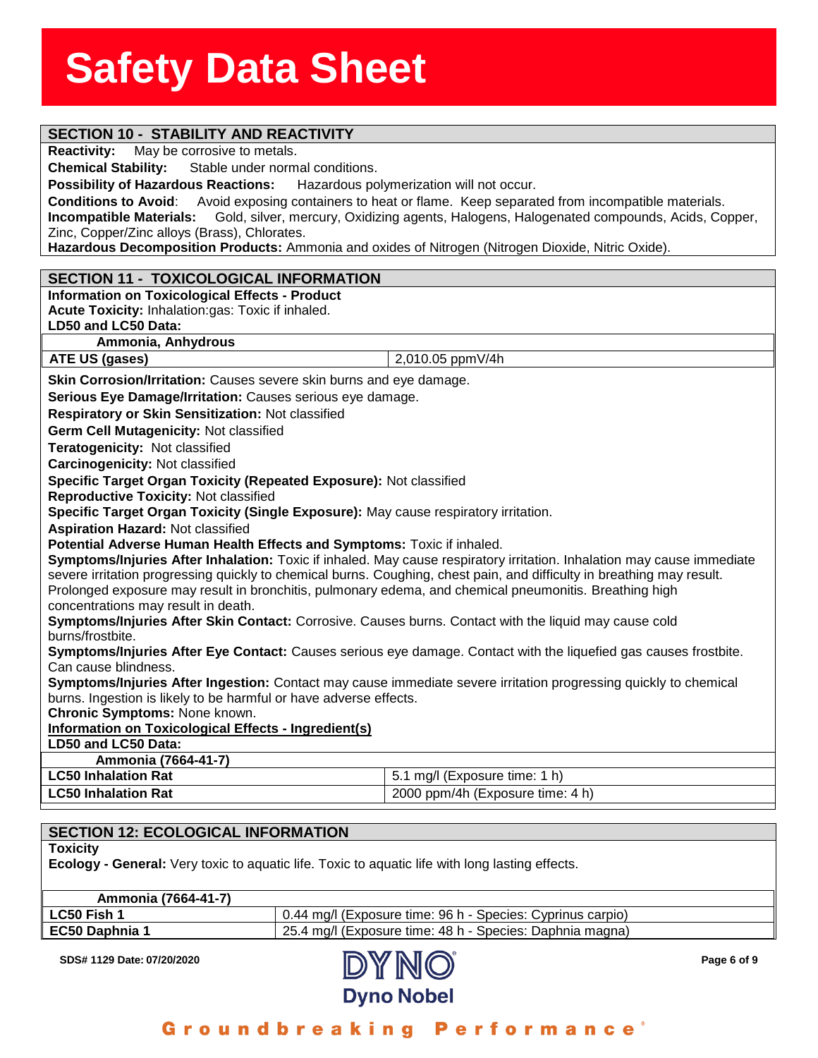## SECTION 10 - STABILITY AND REACTIVITY

**Reactivity:** May be corrosive to metals.

**Chemical Stability:** Stable under normal conditions.

**Possibility of Hazardous Reactions:** Hazardous polymerization will not occur.

**Conditions to Avoid**: Avoid exposing containers to heat or flame. Keep separated from incompatible materials.

**Incompatible Materials:** Gold, silver, mercury, Oxidizing agents, Halogens, Halogenated compounds, Acids, Copper, Zinc, Copper/Zinc alloys (Brass), Chlorates.

**Hazardous Decomposition Products:** Ammonia and oxides of Nitrogen (Nitrogen Dioxide, Nitric Oxide).

## SECTION 11 - TOXICOLOGICAL INFORMATION

**Information on Toxicological Effects - Product**

**Acute Toxicity:** Inhalation:gas: Toxic if inhaled.

**LD50 and LC50 Data:**

| Ammonia, Anhydrous | |
|---|---|
| ATE US (gases) | 2,010.05 ppmV/4h |

**Skin Corrosion/Irritation:** Causes severe skin burns and eye damage.

**Serious Eye Damage/Irritation:** Causes serious eye damage.

**Respiratory or Skin Sensitization:** Not classified

**Germ Cell Mutagenicity:** Not classified

**Teratogenicity:** Not classified

**Carcinogenicity:** Not classified

**Specific Target Organ Toxicity (Repeated Exposure):** Not classified

**Reproductive Toxicity:** Not classified

**Specific Target Organ Toxicity (Single Exposure):** May cause respiratory irritation.

**Aspiration Hazard:** Not classified

**Potential Adverse Human Health Effects and Symptoms:** Toxic if inhaled.

**Symptoms/Injuries After Inhalation:** Toxic if inhaled. May cause respiratory irritation. Inhalation may cause immediate severe irritation progressing quickly to chemical burns. Coughing, chest pain, and difficulty in breathing may result. Prolonged exposure may result in bronchitis, pulmonary edema, and chemical pneumonitis. Breathing high concentrations may result in death.

**Symptoms/Injuries After Skin Contact:** Corrosive. Causes burns. Contact with the liquid may cause cold burns/frostbite.

**Symptoms/Injuries After Eye Contact:** Causes serious eye damage. Contact with the liquefied gas causes frostbite. Can cause blindness.

**Symptoms/Injuries After Ingestion:** Contact may cause immediate severe irritation progressing quickly to chemical burns. Ingestion is likely to be harmful or have adverse effects.

**Chronic Symptoms:** None known.

**Information on Toxicological Effects - Ingredient(s)**

**LD50 and LC50 Data:**

| Ammonia (7664-41-7) | |
|---|---|
| LC50 Inhalation Rat | 5.1 mg/l (Exposure time: 1 h) |
| LC50 Inhalation Rat | 2000 ppm/4h (Exposure time: 4 h) |

## SECTION 12: ECOLOGICAL INFORMATION

**Toxicity**

**Ecology - General:** Very toxic to aquatic life. Toxic to aquatic life with long lasting effects.

| Ammonia (7664-41-7) | |
|---|---|
| LC50 Fish 1 | 0.44 mg/l (Exposure time: 96 h - Species: Cyprinus carpio) |
| EC50 Daphnia 1 | 25.4 mg/l (Exposure time: 48 h - Species: Daphnia magna) |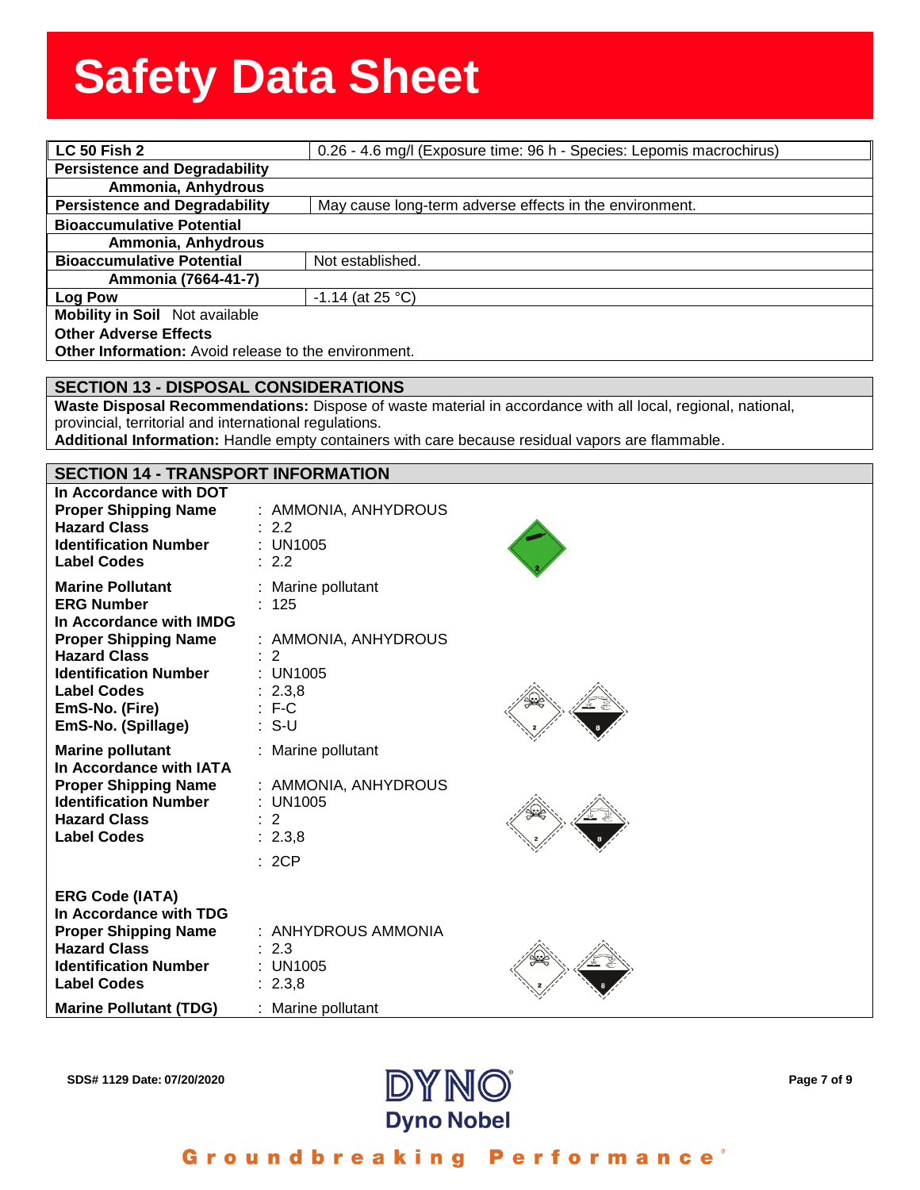| LC 50 Fish 2 | 0.26 - 4.6 mg/l (Exposure time: 96 h - Species: Lepomis macrochirus) |
|---|---|
| **Persistence and Degradability** | |
| **Ammonia, Anhydrous** | |
| **Persistence and Degradability** | May cause long-term adverse effects in the environment. |
| **Bioaccumulative Potential** | |
| **Ammonia, Anhydrous** | |
| **Bioaccumulative Potential** | Not established. |
| **Ammonia (7664-41-7)** | |
| **Log Pow** | -1.14 (at 25 °C) |

**Mobility in Soil** Not available

**Other Adverse Effects**

**Other Information:** Avoid release to the environment.

## SECTION 13 - DISPOSAL CONSIDERATIONS

**Waste Disposal Recommendations:** Dispose of waste material in accordance with all local, regional, national, provincial, territorial and international regulations.

**Additional Information:** Handle empty containers with care because residual vapors are flammable.

## SECTION 14 - TRANSPORT INFORMATION

**In Accordance with DOT**

**Proper Shipping Name** : AMMONIA, ANHYDROUS
**Hazard Class** : 2.2
**Identification Number** : UN1005
**Label Codes** : 2.2

**Marine Pollutant** : Marine pollutant
**ERG Number** : 125

**In Accordance with IMDG**

**Proper Shipping Name** : AMMONIA, ANHYDROUS
**Hazard Class** : 2
**Identification Number** : UN1005
**Label Codes** : 2.3,8
**EmS-No. (Fire)** : F-C
**EmS-No. (Spillage)** : S-U

**Marine pollutant** : Marine pollutant

**In Accordance with IATA**

**Proper Shipping Name** : AMMONIA, ANHYDROUS
**Identification Number** : UN1005
**Hazard Class** : 2
**Label Codes** : 2.3,8
: 2CP

**ERG Code (IATA)**

**In Accordance with TDG**

**Proper Shipping Name** : ANHYDROUS AMMONIA
**Hazard Class** : 2.3
**Identification Number** : UN1005
**Label Codes** : 2.3,8

**Marine Pollutant (TDG)** : Marine pollutant

SDS# 1129 Date: 07/20/2020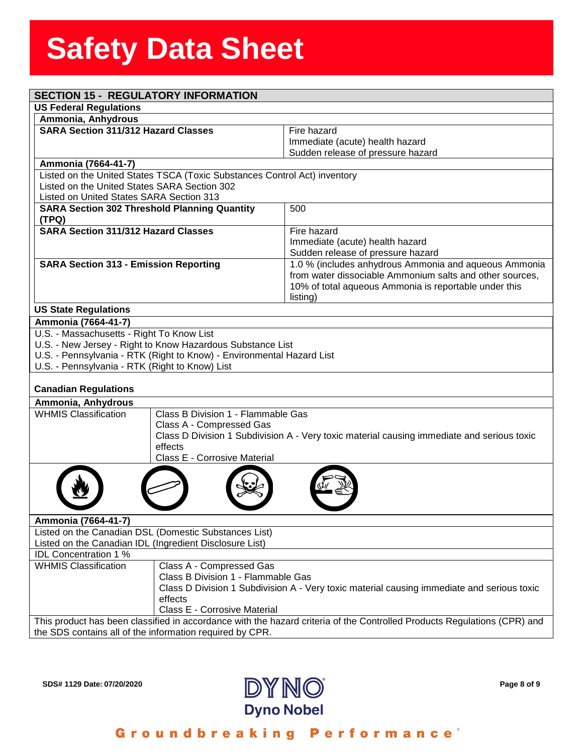## SECTION 15 - REGULATORY INFORMATION

### US Federal Regulations

**Ammonia, Anhydrous**

| **SARA Section 311/312 Hazard Classes** | Fire hazard<br>Immediate (acute) health hazard<br>Sudden release of pressure hazard |
|---|---|

**Ammonia (7664-41-7)**

Listed on the United States TSCA (Toxic Substances Control Act) inventory
Listed on the United States SARA Section 302
Listed on United States SARA Section 313

| **SARA Section 302 Threshold Planning Quantity (TPQ)** | 500 |
|---|---|
| **SARA Section 311/312 Hazard Classes** | Fire hazard<br>Immediate (acute) health hazard<br>Sudden release of pressure hazard |
| **SARA Section 313 - Emission Reporting** | 1.0 % (includes anhydrous Ammonia and aqueous Ammonia from water dissociable Ammonium salts and other sources, 10% of total aqueous Ammonia is reportable under this listing) |

### US State Regulations

**Ammonia (7664-41-7)**

U.S. - Massachusetts - Right To Know List
U.S. - New Jersey - Right to Know Hazardous Substance List
U.S. - Pennsylvania - RTK (Right to Know) - Environmental Hazard List
U.S. - Pennsylvania - RTK (Right to Know) List

### Canadian Regulations

**Ammonia, Anhydrous**

| WHMIS Classification | Class B Division 1 - Flammable Gas<br>Class A - Compressed Gas<br>Class D Division 1 Subdivision A - Very toxic material causing immediate and serious toxic effects<br>Class E - Corrosive Material |
|---|---|

**Ammonia (7664-41-7)**

Listed on the Canadian DSL (Domestic Substances List)
Listed on the Canadian IDL (Ingredient Disclosure List)

IDL Concentration 1 %

| WHMIS Classification | Class A - Compressed Gas<br>Class B Division 1 - Flammable Gas<br>Class D Division 1 Subdivision A - Very toxic material causing immediate and serious toxic effects<br>Class E - Corrosive Material |
|---|---|

This product has been classified in accordance with the hazard criteria of the Controlled Products Regulations (CPR) and the SDS contains all of the information required by CPR.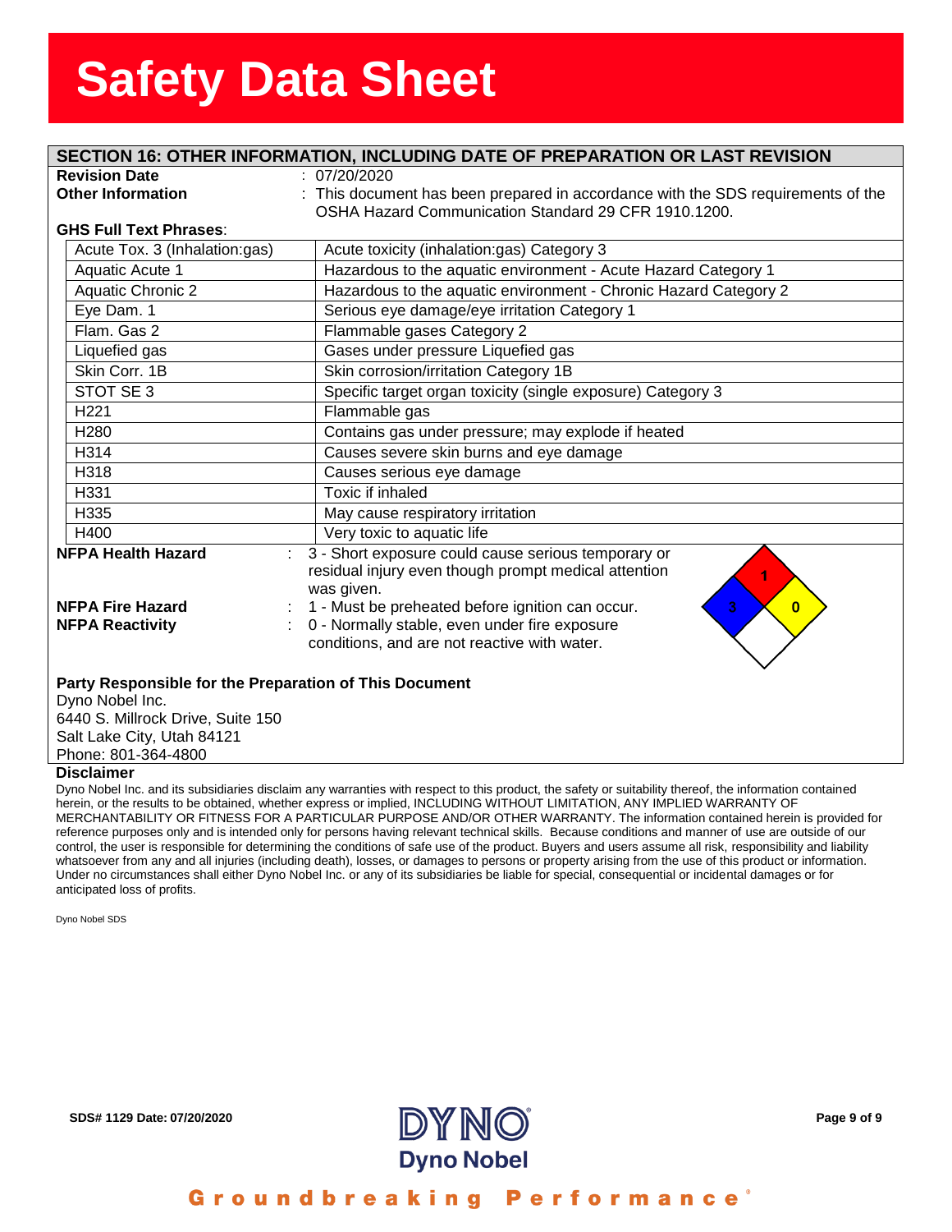# Safety Data Sheet

## SECTION 16: OTHER INFORMATION, INCLUDING DATE OF PREPARATION OR LAST REVISION

**Revision Date** : 07/20/2020

**Other Information** : This document has been prepared in accordance with the SDS requirements of the OSHA Hazard Communication Standard 29 CFR 1910.1200.

**GHS Full Text Phrases**:

| | |
|---|---|
| Acute Tox. 3 (Inhalation:gas) | Acute toxicity (inhalation:gas) Category 3 |
| Aquatic Acute 1 | Hazardous to the aquatic environment - Acute Hazard Category 1 |
| Aquatic Chronic 2 | Hazardous to the aquatic environment - Chronic Hazard Category 2 |
| Eye Dam. 1 | Serious eye damage/eye irritation Category 1 |
| Flam. Gas 2 | Flammable gases Category 2 |
| Liquefied gas | Gases under pressure Liquefied gas |
| Skin Corr. 1B | Skin corrosion/irritation Category 1B |
| STOT SE 3 | Specific target organ toxicity (single exposure) Category 3 |
| H221 | Flammable gas |
| H280 | Contains gas under pressure; may explode if heated |
| H314 | Causes severe skin burns and eye damage |
| H318 | Causes serious eye damage |
| H331 | Toxic if inhaled |
| H335 | May cause respiratory irritation |
| H400 | Very toxic to aquatic life |

**NFPA Health Hazard** : 3 - Short exposure could cause serious temporary or residual injury even though prompt medical attention was given.

**NFPA Fire Hazard** : 1 - Must be preheated before ignition can occur.

**NFPA Reactivity** : 0 - Normally stable, even under fire exposure conditions, and are not reactive with water.

1
3
0

**Party Responsible for the Preparation of This Document**

Dyno Nobel Inc.
6440 S. Millrock Drive, Suite 150
Salt Lake City, Utah 84121
Phone: 801-364-4800

**Disclaimer**

Dyno Nobel Inc. and its subsidiaries disclaim any warranties with respect to this product, the safety or suitability thereof, the information contained herein, or the results to be obtained, whether express or implied, INCLUDING WITHOUT LIMITATION, ANY IMPLIED WARRANTY OF MERCHANTABILITY OR FITNESS FOR A PARTICULAR PURPOSE AND/OR OTHER WARRANTY. The information contained herein is provided for reference purposes only and is intended only for persons having relevant technical skills. Because conditions and manner of use are outside of our control, the user is responsible for determining the conditions of safe use of the product. Buyers and users assume all risk, responsibility and liability whatsoever from any and all injuries (including death), losses, or damages to persons or property arising from the use of this product or information. Under no circumstances shall either Dyno Nobel Inc. or any of its subsidiaries be liable for special, consequential or incidental damages or for anticipated loss of profits.

Dyno Nobel SDS

SDS# 1129 Date: 07/20/2020

DYNO Dyno Nobel

Groundbreaking Performance®